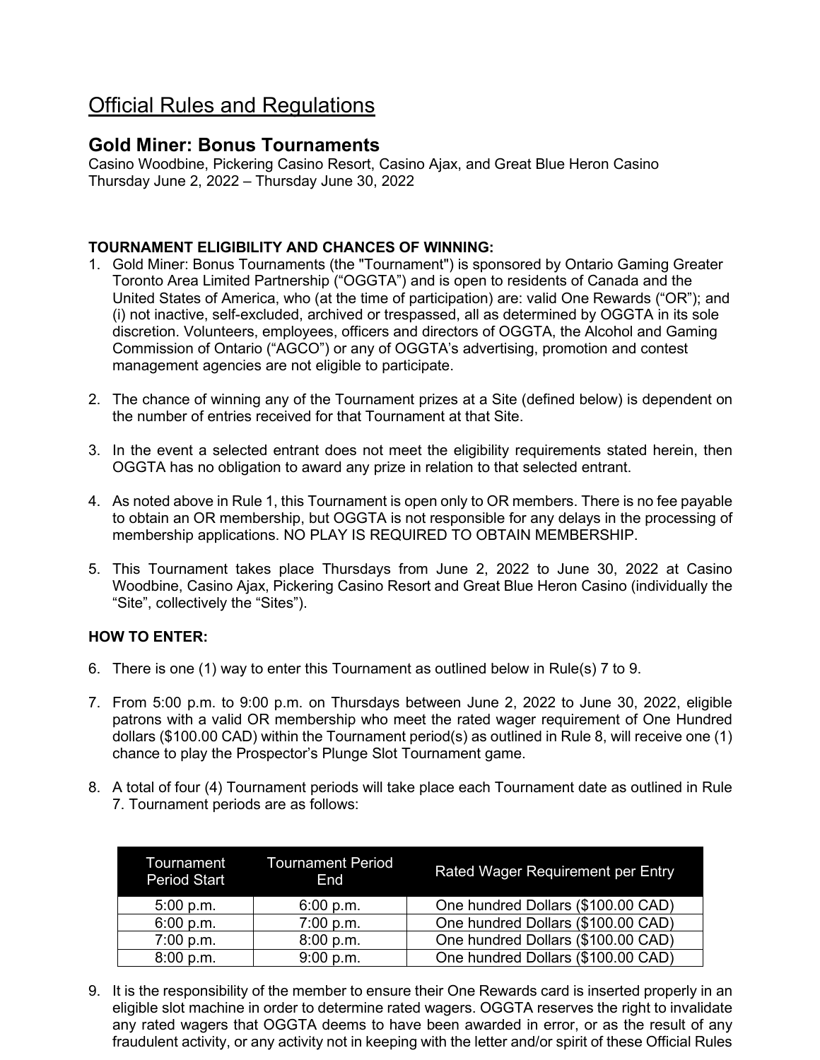# Official Rules and Regulations

## Gold Miner: Bonus Tournaments

Casino Woodbine, Pickering Casino Resort, Casino Ajax, and Great Blue Heron Casino
Thursday June 2, 2022 – Thursday June 30, 2022

**TOURNAMENT ELIGIBILITY AND CHANCES OF WINNING:**

1. Gold Miner: Bonus Tournaments (the "Tournament") is sponsored by Ontario Gaming Greater Toronto Area Limited Partnership ("OGGTA") and is open to residents of Canada and the United States of America, who (at the time of participation) are: valid One Rewards ("OR"); and (i) not inactive, self-excluded, archived or trespassed, all as determined by OGGTA in its sole discretion. Volunteers, employees, officers and directors of OGGTA, the Alcohol and Gaming Commission of Ontario ("AGCO") or any of OGGTA's advertising, promotion and contest management agencies are not eligible to participate.

2. The chance of winning any of the Tournament prizes at a Site (defined below) is dependent on the number of entries received for that Tournament at that Site.

3. In the event a selected entrant does not meet the eligibility requirements stated herein, then OGGTA has no obligation to award any prize in relation to that selected entrant.

4. As noted above in Rule 1, this Tournament is open only to OR members. There is no fee payable to obtain an OR membership, but OGGTA is not responsible for any delays in the processing of membership applications. NO PLAY IS REQUIRED TO OBTAIN MEMBERSHIP.

5. This Tournament takes place Thursdays from June 2, 2022 to June 30, 2022 at Casino Woodbine, Casino Ajax, Pickering Casino Resort and Great Blue Heron Casino (individually the "Site", collectively the "Sites").

**HOW TO ENTER:**

6. There is one (1) way to enter this Tournament as outlined below in Rule(s) 7 to 9.

7. From 5:00 p.m. to 9:00 p.m. on Thursdays between June 2, 2022 to June 30, 2022, eligible patrons with a valid OR membership who meet the rated wager requirement of One Hundred dollars ($100.00 CAD) within the Tournament period(s) as outlined in Rule 8, will receive one (1) chance to play the Prospector's Plunge Slot Tournament game.

8. A total of four (4) Tournament periods will take place each Tournament date as outlined in Rule 7. Tournament periods are as follows:

| Tournament Period Start | Tournament Period End | Rated Wager Requirement per Entry |
|---|---|---|
| 5:00 p.m. | 6:00 p.m. | One hundred Dollars ($100.00 CAD) |
| 6:00 p.m. | 7:00 p.m. | One hundred Dollars ($100.00 CAD) |
| 7:00 p.m. | 8:00 p.m. | One hundred Dollars ($100.00 CAD) |
| 8:00 p.m. | 9:00 p.m. | One hundred Dollars ($100.00 CAD) |

9. It is the responsibility of the member to ensure their One Rewards card is inserted properly in an eligible slot machine in order to determine rated wagers. OGGTA reserves the right to invalidate any rated wagers that OGGTA deems to have been awarded in error, or as the result of any fraudulent activity, or any activity not in keeping with the letter and/or spirit of these Official Rules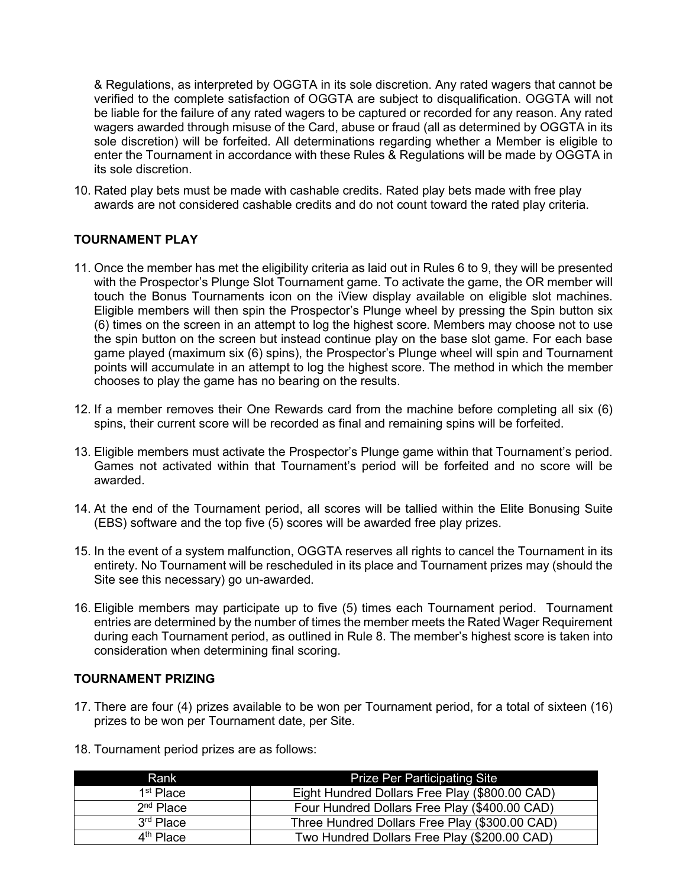& Regulations, as interpreted by OGGTA in its sole discretion. Any rated wagers that cannot be verified to the complete satisfaction of OGGTA are subject to disqualification. OGGTA will not be liable for the failure of any rated wagers to be captured or recorded for any reason. Any rated wagers awarded through misuse of the Card, abuse or fraud (all as determined by OGGTA in its sole discretion) will be forfeited. All determinations regarding whether a Member is eligible to enter the Tournament in accordance with these Rules & Regulations will be made by OGGTA in its sole discretion.

10. Rated play bets must be made with cashable credits. Rated play bets made with free play awards are not considered cashable credits and do not count toward the rated play criteria.

**TOURNAMENT PLAY**

11. Once the member has met the eligibility criteria as laid out in Rules 6 to 9, they will be presented with the Prospector's Plunge Slot Tournament game. To activate the game, the OR member will touch the Bonus Tournaments icon on the iView display available on eligible slot machines. Eligible members will then spin the Prospector's Plunge wheel by pressing the Spin button six (6) times on the screen in an attempt to log the highest score. Members may choose not to use the spin button on the screen but instead continue play on the base slot game. For each base game played (maximum six (6) spins), the Prospector's Plunge wheel will spin and Tournament points will accumulate in an attempt to log the highest score. The method in which the member chooses to play the game has no bearing on the results.

12. If a member removes their One Rewards card from the machine before completing all six (6) spins, their current score will be recorded as final and remaining spins will be forfeited.

13. Eligible members must activate the Prospector's Plunge game within that Tournament's period. Games not activated within that Tournament's period will be forfeited and no score will be awarded.

14. At the end of the Tournament period, all scores will be tallied within the Elite Bonusing Suite (EBS) software and the top five (5) scores will be awarded free play prizes.

15. In the event of a system malfunction, OGGTA reserves all rights to cancel the Tournament in its entirety. No Tournament will be rescheduled in its place and Tournament prizes may (should the Site see this necessary) go un-awarded.

16. Eligible members may participate up to five (5) times each Tournament period. Tournament entries are determined by the number of times the member meets the Rated Wager Requirement during each Tournament period, as outlined in Rule 8. The member's highest score is taken into consideration when determining final scoring.

**TOURNAMENT PRIZING**

17. There are four (4) prizes available to be won per Tournament period, for a total of sixteen (16) prizes to be won per Tournament date, per Site.

18. Tournament period prizes are as follows:

| Rank | Prize Per Participating Site |
|---|---|
| 1st Place | Eight Hundred Dollars Free Play ($800.00 CAD) |
| 2nd Place | Four Hundred Dollars Free Play ($400.00 CAD) |
| 3rd Place | Three Hundred Dollars Free Play ($300.00 CAD) |
| 4th Place | Two Hundred Dollars Free Play ($200.00 CAD) |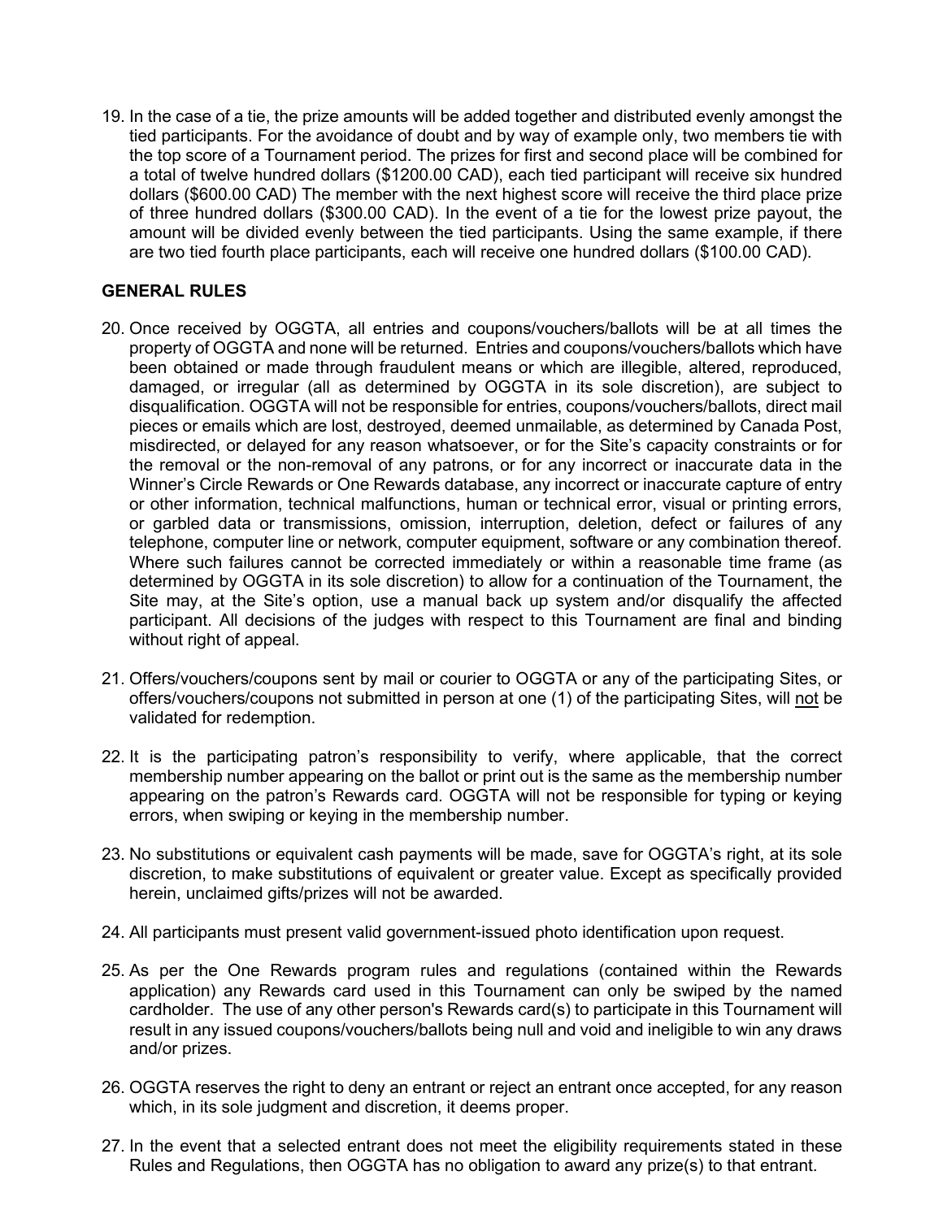19. In the case of a tie, the prize amounts will be added together and distributed evenly amongst the tied participants. For the avoidance of doubt and by way of example only, two members tie with the top score of a Tournament period. The prizes for first and second place will be combined for a total of twelve hundred dollars ($1200.00 CAD), each tied participant will receive six hundred dollars ($600.00 CAD) The member with the next highest score will receive the third place prize of three hundred dollars ($300.00 CAD). In the event of a tie for the lowest prize payout, the amount will be divided evenly between the tied participants. Using the same example, if there are two tied fourth place participants, each will receive one hundred dollars ($100.00 CAD).

**GENERAL RULES**

20. Once received by OGGTA, all entries and coupons/vouchers/ballots will be at all times the property of OGGTA and none will be returned. Entries and coupons/vouchers/ballots which have been obtained or made through fraudulent means or which are illegible, altered, reproduced, damaged, or irregular (all as determined by OGGTA in its sole discretion), are subject to disqualification. OGGTA will not be responsible for entries, coupons/vouchers/ballots, direct mail pieces or emails which are lost, destroyed, deemed unmailable, as determined by Canada Post, misdirected, or delayed for any reason whatsoever, or for the Site's capacity constraints or for the removal or the non-removal of any patrons, or for any incorrect or inaccurate data in the Winner's Circle Rewards or One Rewards database, any incorrect or inaccurate capture of entry or other information, technical malfunctions, human or technical error, visual or printing errors, or garbled data or transmissions, omission, interruption, deletion, defect or failures of any telephone, computer line or network, computer equipment, software or any combination thereof. Where such failures cannot be corrected immediately or within a reasonable time frame (as determined by OGGTA in its sole discretion) to allow for a continuation of the Tournament, the Site may, at the Site's option, use a manual back up system and/or disqualify the affected participant. All decisions of the judges with respect to this Tournament are final and binding without right of appeal.

21. Offers/vouchers/coupons sent by mail or courier to OGGTA or any of the participating Sites, or offers/vouchers/coupons not submitted in person at one (1) of the participating Sites, will <u>not</u> be validated for redemption.

22. It is the participating patron's responsibility to verify, where applicable, that the correct membership number appearing on the ballot or print out is the same as the membership number appearing on the patron's Rewards card. OGGTA will not be responsible for typing or keying errors, when swiping or keying in the membership number.

23. No substitutions or equivalent cash payments will be made, save for OGGTA's right, at its sole discretion, to make substitutions of equivalent or greater value. Except as specifically provided herein, unclaimed gifts/prizes will not be awarded.

24. All participants must present valid government-issued photo identification upon request.

25. As per the One Rewards program rules and regulations (contained within the Rewards application) any Rewards card used in this Tournament can only be swiped by the named cardholder. The use of any other person's Rewards card(s) to participate in this Tournament will result in any issued coupons/vouchers/ballots being null and void and ineligible to win any draws and/or prizes.

26. OGGTA reserves the right to deny an entrant or reject an entrant once accepted, for any reason which, in its sole judgment and discretion, it deems proper.

27. In the event that a selected entrant does not meet the eligibility requirements stated in these Rules and Regulations, then OGGTA has no obligation to award any prize(s) to that entrant.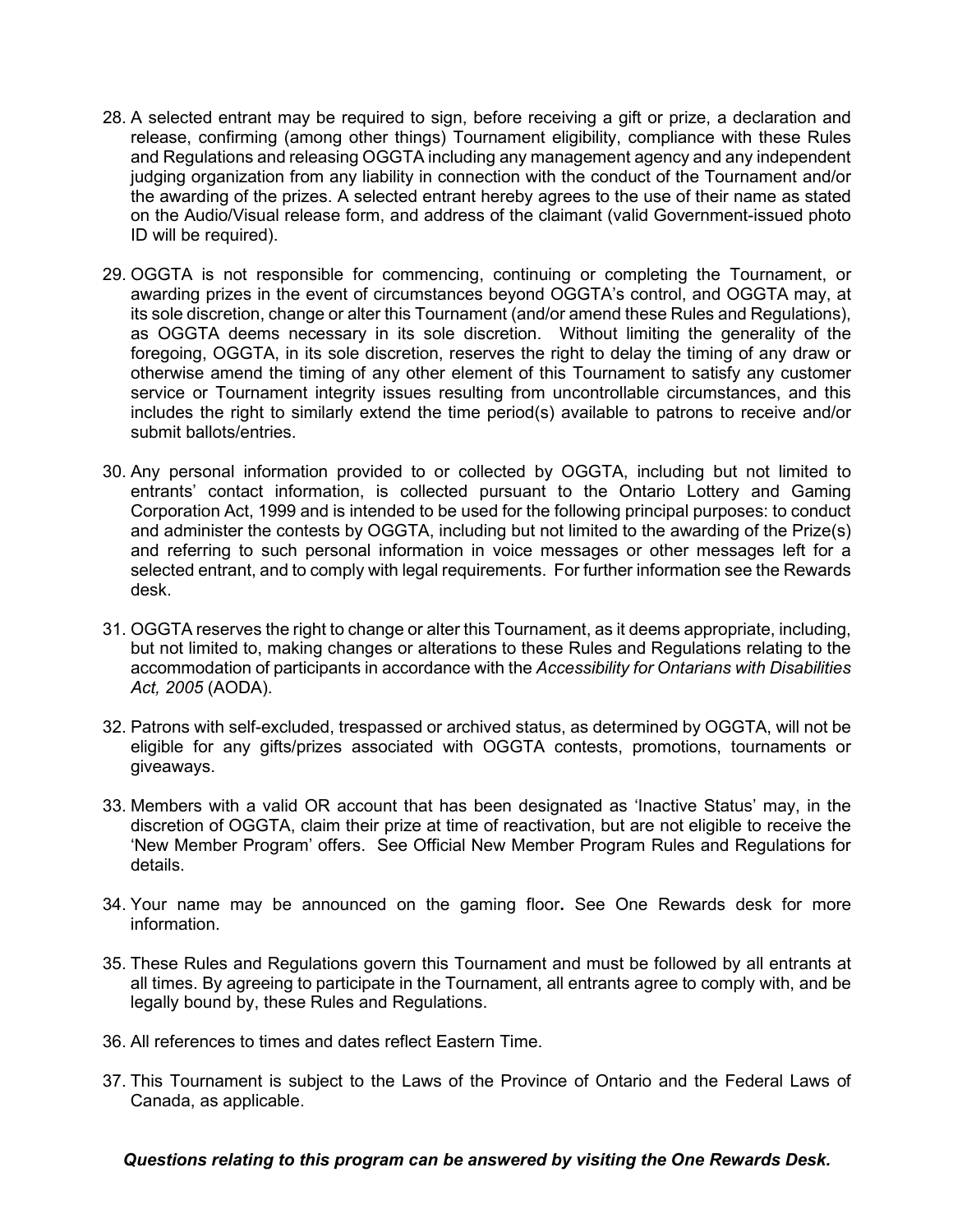28. A selected entrant may be required to sign, before receiving a gift or prize, a declaration and release, confirming (among other things) Tournament eligibility, compliance with these Rules and Regulations and releasing OGGTA including any management agency and any independent judging organization from any liability in connection with the conduct of the Tournament and/or the awarding of the prizes. A selected entrant hereby agrees to the use of their name as stated on the Audio/Visual release form, and address of the claimant (valid Government-issued photo ID will be required).

29. OGGTA is not responsible for commencing, continuing or completing the Tournament, or awarding prizes in the event of circumstances beyond OGGTA's control, and OGGTA may, at its sole discretion, change or alter this Tournament (and/or amend these Rules and Regulations), as OGGTA deems necessary in its sole discretion. Without limiting the generality of the foregoing, OGGTA, in its sole discretion, reserves the right to delay the timing of any draw or otherwise amend the timing of any other element of this Tournament to satisfy any customer service or Tournament integrity issues resulting from uncontrollable circumstances, and this includes the right to similarly extend the time period(s) available to patrons to receive and/or submit ballots/entries.

30. Any personal information provided to or collected by OGGTA, including but not limited to entrants' contact information, is collected pursuant to the Ontario Lottery and Gaming Corporation Act, 1999 and is intended to be used for the following principal purposes: to conduct and administer the contests by OGGTA, including but not limited to the awarding of the Prize(s) and referring to such personal information in voice messages or other messages left for a selected entrant, and to comply with legal requirements. For further information see the Rewards desk.

31. OGGTA reserves the right to change or alter this Tournament, as it deems appropriate, including, but not limited to, making changes or alterations to these Rules and Regulations relating to the accommodation of participants in accordance with the *Accessibility for Ontarians with Disabilities Act, 2005* (AODA).

32. Patrons with self-excluded, trespassed or archived status, as determined by OGGTA, will not be eligible for any gifts/prizes associated with OGGTA contests, promotions, tournaments or giveaways.

33. Members with a valid OR account that has been designated as 'Inactive Status' may, in the discretion of OGGTA, claim their prize at time of reactivation, but are not eligible to receive the 'New Member Program' offers. See Official New Member Program Rules and Regulations for details.

34. Your name may be announced on the gaming floor**.** See One Rewards desk for more information.

35. These Rules and Regulations govern this Tournament and must be followed by all entrants at all times. By agreeing to participate in the Tournament, all entrants agree to comply with, and be legally bound by, these Rules and Regulations.

36. All references to times and dates reflect Eastern Time.

37. This Tournament is subject to the Laws of the Province of Ontario and the Federal Laws of Canada, as applicable.

***Questions relating to this program can be answered by visiting the One Rewards Desk.***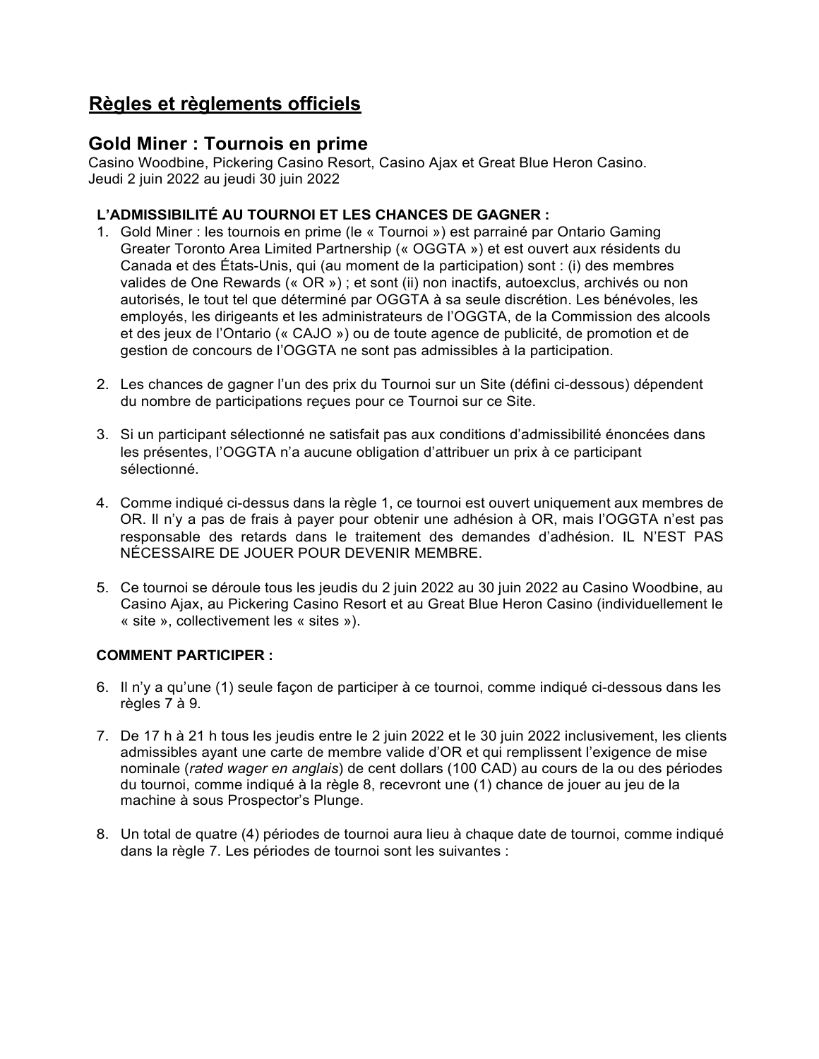# Règles et règlements officiels

## Gold Miner : Tournois en prime

Casino Woodbine, Pickering Casino Resort, Casino Ajax et Great Blue Heron Casino.
Jeudi 2 juin 2022 au jeudi 30 juin 2022

**L'ADMISSIBILITÉ AU TOURNOI ET LES CHANCES DE GAGNER :**

1. Gold Miner : les tournois en prime (le « Tournoi ») est parrainé par Ontario Gaming Greater Toronto Area Limited Partnership (« OGGTA ») et est ouvert aux résidents du Canada et des États-Unis, qui (au moment de la participation) sont : (i) des membres valides de One Rewards (« OR ») ; et sont (ii) non inactifs, autoexclus, archivés ou non autorisés, le tout tel que déterminé par OGGTA à sa seule discrétion. Les bénévoles, les employés, les dirigeants et les administrateurs de l'OGGTA, de la Commission des alcools et des jeux de l'Ontario (« CAJO ») ou de toute agence de publicité, de promotion et de gestion de concours de l'OGGTA ne sont pas admissibles à la participation.

2. Les chances de gagner l'un des prix du Tournoi sur un Site (défini ci-dessous) dépendent du nombre de participations reçues pour ce Tournoi sur ce Site.

3. Si un participant sélectionné ne satisfait pas aux conditions d'admissibilité énoncées dans les présentes, l'OGGTA n'a aucune obligation d'attribuer un prix à ce participant sélectionné.

4. Comme indiqué ci-dessus dans la règle 1, ce tournoi est ouvert uniquement aux membres de OR. Il n'y a pas de frais à payer pour obtenir une adhésion à OR, mais l'OGGTA n'est pas responsable des retards dans le traitement des demandes d'adhésion. IL N'EST PAS NÉCESSAIRE DE JOUER POUR DEVENIR MEMBRE.

5. Ce tournoi se déroule tous les jeudis du 2 juin 2022 au 30 juin 2022 au Casino Woodbine, au Casino Ajax, au Pickering Casino Resort et au Great Blue Heron Casino (individuellement le « site », collectivement les « sites »).

**COMMENT PARTICIPER :**

6. Il n'y a qu'une (1) seule façon de participer à ce tournoi, comme indiqué ci-dessous dans les règles 7 à 9.

7. De 17 h à 21 h tous les jeudis entre le 2 juin 2022 et le 30 juin 2022 inclusivement, les clients admissibles ayant une carte de membre valide d'OR et qui remplissent l'exigence de mise nominale (*rated wager en anglais*) de cent dollars (100 CAD) au cours de la ou des périodes du tournoi, comme indiqué à la règle 8, recevront une (1) chance de jouer au jeu de la machine à sous Prospector's Plunge.

8. Un total de quatre (4) périodes de tournoi aura lieu à chaque date de tournoi, comme indiqué dans la règle 7. Les périodes de tournoi sont les suivantes :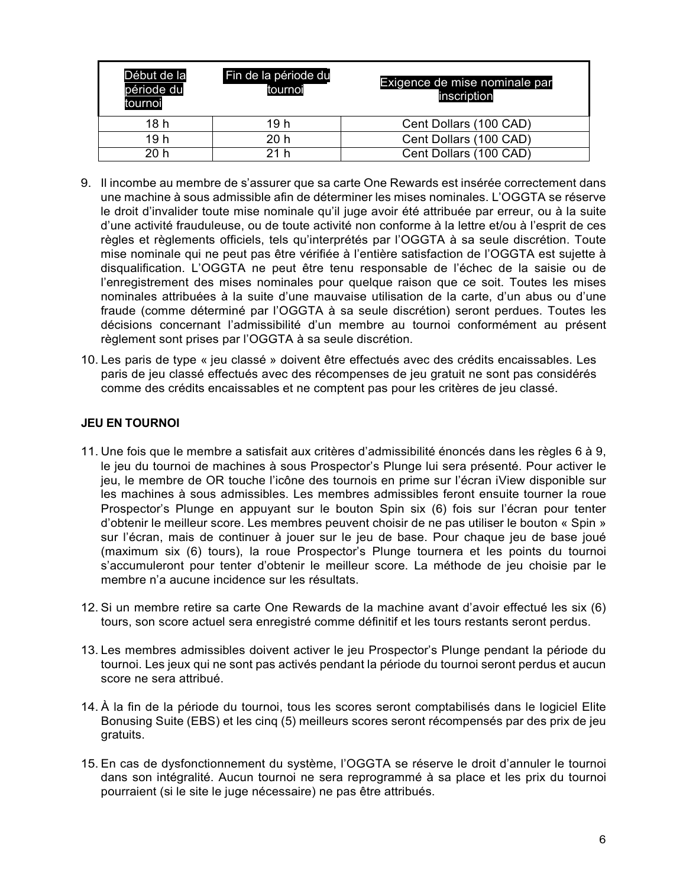| Début de la période du tournoi | Fin de la période du tournoi | Exigence de mise nominale par inscription |
|---|---|---|
| 18 h | 19 h | Cent Dollars (100 CAD) |
| 19 h | 20 h | Cent Dollars (100 CAD) |
| 20 h | 21 h | Cent Dollars (100 CAD) |

9. Il incombe au membre de s'assurer que sa carte One Rewards est insérée correctement dans une machine à sous admissible afin de déterminer les mises nominales. L'OGGTA se réserve le droit d'invalider toute mise nominale qu'il juge avoir été attribuée par erreur, ou à la suite d'une activité frauduleuse, ou de toute activité non conforme à la lettre et/ou à l'esprit de ces règles et règlements officiels, tels qu'interprétés par l'OGGTA à sa seule discrétion. Toute mise nominale qui ne peut pas être vérifiée à l'entière satisfaction de l'OGGTA est sujette à disqualification. L'OGGTA ne peut être tenu responsable de l'échec de la saisie ou de l'enregistrement des mises nominales pour quelque raison que ce soit. Toutes les mises nominales attribuées à la suite d'une mauvaise utilisation de la carte, d'un abus ou d'une fraude (comme déterminé par l'OGGTA à sa seule discrétion) seront perdues. Toutes les décisions concernant l'admissibilité d'un membre au tournoi conformément au présent règlement sont prises par l'OGGTA à sa seule discrétion.

10. Les paris de type « jeu classé » doivent être effectués avec des crédits encaissables. Les paris de jeu classé effectués avec des récompenses de jeu gratuit ne sont pas considérés comme des crédits encaissables et ne comptent pas pour les critères de jeu classé.

**JEU EN TOURNOI**

11. Une fois que le membre a satisfait aux critères d'admissibilité énoncés dans les règles 6 à 9, le jeu du tournoi de machines à sous Prospector's Plunge lui sera présenté. Pour activer le jeu, le membre de OR touche l'icône des tournois en prime sur l'écran iView disponible sur les machines à sous admissibles. Les membres admissibles feront ensuite tourner la roue Prospector's Plunge en appuyant sur le bouton Spin six (6) fois sur l'écran pour tenter d'obtenir le meilleur score. Les membres peuvent choisir de ne pas utiliser le bouton « Spin » sur l'écran, mais de continuer à jouer sur le jeu de base. Pour chaque jeu de base joué (maximum six (6) tours), la roue Prospector's Plunge tournera et les points du tournoi s'accumuleront pour tenter d'obtenir le meilleur score. La méthode de jeu choisie par le membre n'a aucune incidence sur les résultats.

12. Si un membre retire sa carte One Rewards de la machine avant d'avoir effectué les six (6) tours, son score actuel sera enregistré comme définitif et les tours restants seront perdus.

13. Les membres admissibles doivent activer le jeu Prospector's Plunge pendant la période du tournoi. Les jeux qui ne sont pas activés pendant la période du tournoi seront perdus et aucun score ne sera attribué.

14. À la fin de la période du tournoi, tous les scores seront comptabilisés dans le logiciel Elite Bonusing Suite (EBS) et les cinq (5) meilleurs scores seront récompensés par des prix de jeu gratuits.

15. En cas de dysfonctionnement du système, l'OGGTA se réserve le droit d'annuler le tournoi dans son intégralité. Aucun tournoi ne sera reprogrammé à sa place et les prix du tournoi pourraient (si le site le juge nécessaire) ne pas être attribués.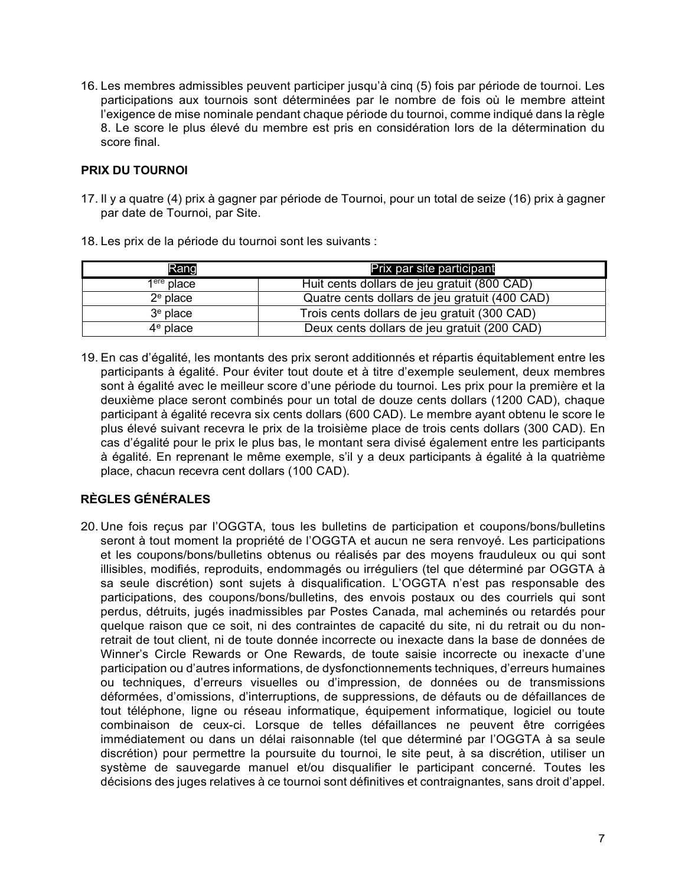16. Les membres admissibles peuvent participer jusqu'à cinq (5) fois par période de tournoi. Les participations aux tournois sont déterminées par le nombre de fois où le membre atteint l'exigence de mise nominale pendant chaque période du tournoi, comme indiqué dans la règle 8. Le score le plus élevé du membre est pris en considération lors de la détermination du score final.

**PRIX DU TOURNOI**

17. Il y a quatre (4) prix à gagner par période de Tournoi, pour un total de seize (16) prix à gagner par date de Tournoi, par Site.

18. Les prix de la période du tournoi sont les suivants :

| Rang | Prix par site participant |
|---|---|
| 1ère place | Huit cents dollars de jeu gratuit (800 CAD) |
| 2e place | Quatre cents dollars de jeu gratuit (400 CAD) |
| 3e place | Trois cents dollars de jeu gratuit (300 CAD) |
| 4e place | Deux cents dollars de jeu gratuit (200 CAD) |

19. En cas d'égalité, les montants des prix seront additionnés et répartis équitablement entre les participants à égalité. Pour éviter tout doute et à titre d'exemple seulement, deux membres sont à égalité avec le meilleur score d'une période du tournoi. Les prix pour la première et la deuxième place seront combinés pour un total de douze cents dollars (1200 CAD), chaque participant à égalité recevra six cents dollars (600 CAD). Le membre ayant obtenu le score le plus élevé suivant recevra le prix de la troisième place de trois cents dollars (300 CAD). En cas d'égalité pour le prix le plus bas, le montant sera divisé également entre les participants à égalité. En reprenant le même exemple, s'il y a deux participants à égalité à la quatrième place, chacun recevra cent dollars (100 CAD).

**RÈGLES GÉNÉRALES**

20. Une fois reçus par l'OGGTA, tous les bulletins de participation et coupons/bons/bulletins seront à tout moment la propriété de l'OGGTA et aucun ne sera renvoyé. Les participations et les coupons/bons/bulletins obtenus ou réalisés par des moyens frauduleux ou qui sont illisibles, modifiés, reproduits, endommagés ou irréguliers (tel que déterminé par OGGTA à sa seule discrétion) sont sujets à disqualification. L'OGGTA n'est pas responsable des participations, des coupons/bons/bulletins, des envois postaux ou des courriels qui sont perdus, détruits, jugés inadmissibles par Postes Canada, mal acheminés ou retardés pour quelque raison que ce soit, ni des contraintes de capacité du site, ni du retrait ou du non-retrait de tout client, ni de toute donnée incorrecte ou inexacte dans la base de données de Winner's Circle Rewards or One Rewards, de toute saisie incorrecte ou inexacte d'une participation ou d'autres informations, de dysfonctionnements techniques, d'erreurs humaines ou techniques, d'erreurs visuelles ou d'impression, de données ou de transmissions déformées, d'omissions, d'interruptions, de suppressions, de défauts ou de défaillances de tout téléphone, ligne ou réseau informatique, équipement informatique, logiciel ou toute combinaison de ceux-ci. Lorsque de telles défaillances ne peuvent être corrigées immédiatement ou dans un délai raisonnable (tel que déterminé par l'OGGTA à sa seule discrétion) pour permettre la poursuite du tournoi, le site peut, à sa discrétion, utiliser un système de sauvegarde manuel et/ou disqualifier le participant concerné. Toutes les décisions des juges relatives à ce tournoi sont définitives et contraignantes, sans droit d'appel.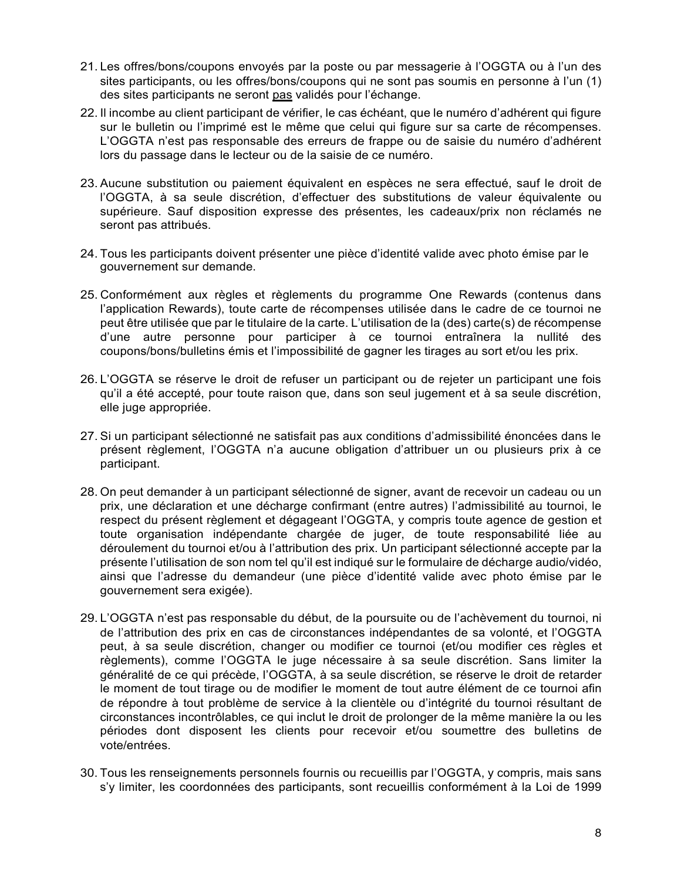21. Les offres/bons/coupons envoyés par la poste ou par messagerie à l'OGGTA ou à l'un des sites participants, ou les offres/bons/coupons qui ne sont pas soumis en personne à l'un (1) des sites participants ne seront <u>pas</u> validés pour l'échange.

22. Il incombe au client participant de vérifier, le cas échéant, que le numéro d'adhérent qui figure sur le bulletin ou l'imprimé est le même que celui qui figure sur sa carte de récompenses. L'OGGTA n'est pas responsable des erreurs de frappe ou de saisie du numéro d'adhérent lors du passage dans le lecteur ou de la saisie de ce numéro.

23. Aucune substitution ou paiement équivalent en espèces ne sera effectué, sauf le droit de l'OGGTA, à sa seule discrétion, d'effectuer des substitutions de valeur équivalente ou supérieure. Sauf disposition expresse des présentes, les cadeaux/prix non réclamés ne seront pas attribués.

24. Tous les participants doivent présenter une pièce d'identité valide avec photo émise par le gouvernement sur demande.

25. Conformément aux règles et règlements du programme One Rewards (contenus dans l'application Rewards), toute carte de récompenses utilisée dans le cadre de ce tournoi ne peut être utilisée que par le titulaire de la carte. L'utilisation de la (des) carte(s) de récompense d'une autre personne pour participer à ce tournoi entraînera la nullité des coupons/bons/bulletins émis et l'impossibilité de gagner les tirages au sort et/ou les prix.

26. L'OGGTA se réserve le droit de refuser un participant ou de rejeter un participant une fois qu'il a été accepté, pour toute raison que, dans son seul jugement et à sa seule discrétion, elle juge appropriée.

27. Si un participant sélectionné ne satisfait pas aux conditions d'admissibilité énoncées dans le présent règlement, l'OGGTA n'a aucune obligation d'attribuer un ou plusieurs prix à ce participant.

28. On peut demander à un participant sélectionné de signer, avant de recevoir un cadeau ou un prix, une déclaration et une décharge confirmant (entre autres) l'admissibilité au tournoi, le respect du présent règlement et dégageant l'OGGTA, y compris toute agence de gestion et toute organisation indépendante chargée de juger, de toute responsabilité liée au déroulement du tournoi et/ou à l'attribution des prix. Un participant sélectionné accepte par la présente l'utilisation de son nom tel qu'il est indiqué sur le formulaire de décharge audio/vidéo, ainsi que l'adresse du demandeur (une pièce d'identité valide avec photo émise par le gouvernement sera exigée).

29. L'OGGTA n'est pas responsable du début, de la poursuite ou de l'achèvement du tournoi, ni de l'attribution des prix en cas de circonstances indépendantes de sa volonté, et l'OGGTA peut, à sa seule discrétion, changer ou modifier ce tournoi (et/ou modifier ces règles et règlements), comme l'OGGTA le juge nécessaire à sa seule discrétion. Sans limiter la généralité de ce qui précède, l'OGGTA, à sa seule discrétion, se réserve le droit de retarder le moment de tout tirage ou de modifier le moment de tout autre élément de ce tournoi afin de répondre à tout problème de service à la clientèle ou d'intégrité du tournoi résultant de circonstances incontrôlables, ce qui inclut le droit de prolonger de la même manière la ou les périodes dont disposent les clients pour recevoir et/ou soumettre des bulletins de vote/entrées.

30. Tous les renseignements personnels fournis ou recueillis par l'OGGTA, y compris, mais sans s'y limiter, les coordonnées des participants, sont recueillis conformément à la Loi de 1999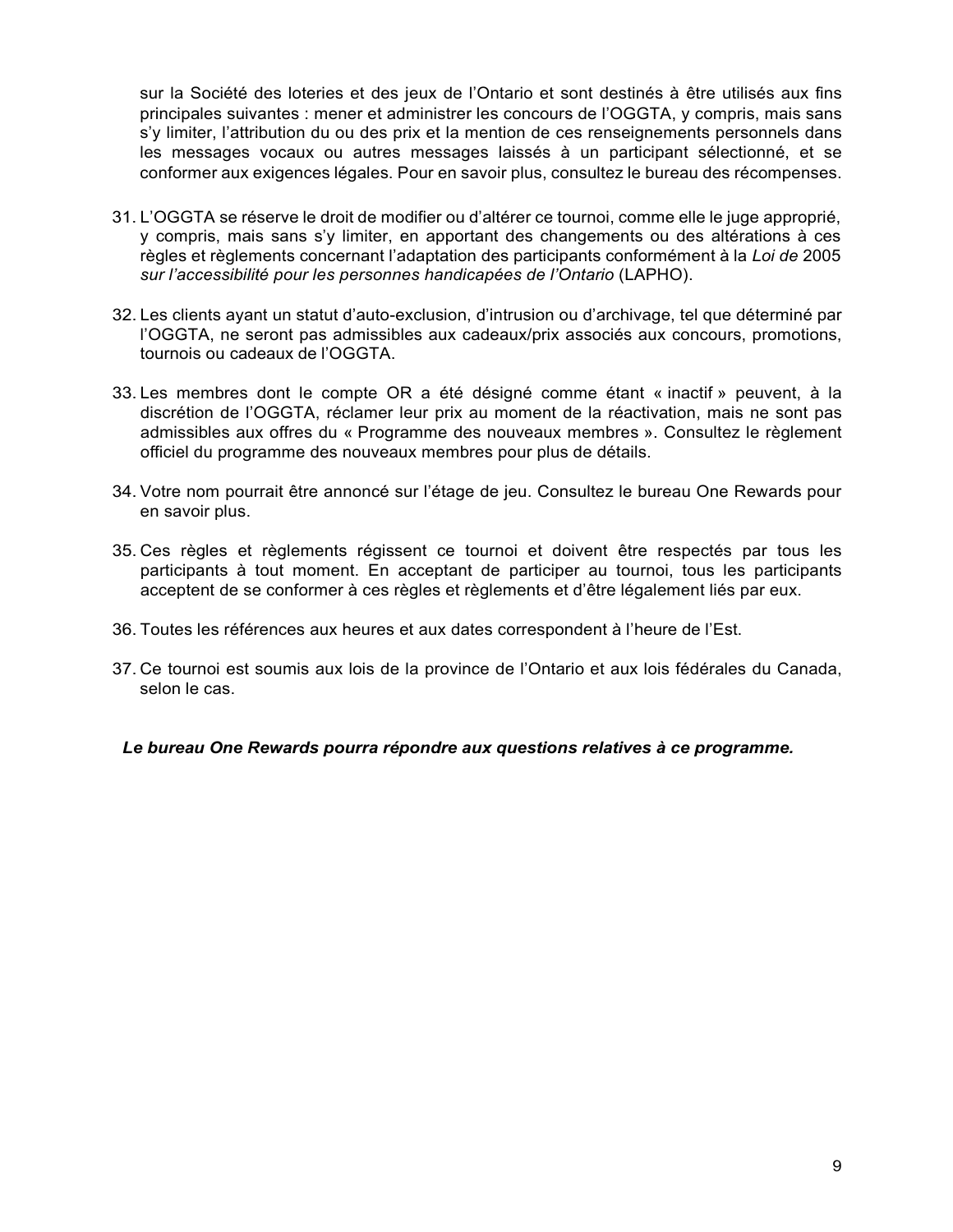sur la Société des loteries et des jeux de l'Ontario et sont destinés à être utilisés aux fins principales suivantes : mener et administrer les concours de l'OGGTA, y compris, mais sans s'y limiter, l'attribution du ou des prix et la mention de ces renseignements personnels dans les messages vocaux ou autres messages laissés à un participant sélectionné, et se conformer aux exigences légales. Pour en savoir plus, consultez le bureau des récompenses.

31. L'OGGTA se réserve le droit de modifier ou d'altérer ce tournoi, comme elle le juge approprié, y compris, mais sans s'y limiter, en apportant des changements ou des altérations à ces règles et règlements concernant l'adaptation des participants conformément à la *Loi de* 2005 *sur l'accessibilité pour les personnes handicapées de l'Ontario* (LAPHO).

32. Les clients ayant un statut d'auto-exclusion, d'intrusion ou d'archivage, tel que déterminé par l'OGGTA, ne seront pas admissibles aux cadeaux/prix associés aux concours, promotions, tournois ou cadeaux de l'OGGTA.

33. Les membres dont le compte OR a été désigné comme étant « inactif » peuvent, à la discrétion de l'OGGTA, réclamer leur prix au moment de la réactivation, mais ne sont pas admissibles aux offres du « Programme des nouveaux membres ». Consultez le règlement officiel du programme des nouveaux membres pour plus de détails.

34. Votre nom pourrait être annoncé sur l'étage de jeu. Consultez le bureau One Rewards pour en savoir plus.

35. Ces règles et règlements régissent ce tournoi et doivent être respectés par tous les participants à tout moment. En acceptant de participer au tournoi, tous les participants acceptent de se conformer à ces règles et règlements et d'être légalement liés par eux.

36. Toutes les références aux heures et aux dates correspondent à l'heure de l'Est.

37. Ce tournoi est soumis aux lois de la province de l'Ontario et aux lois fédérales du Canada, selon le cas.

***Le bureau One Rewards pourra répondre aux questions relatives à ce programme.***